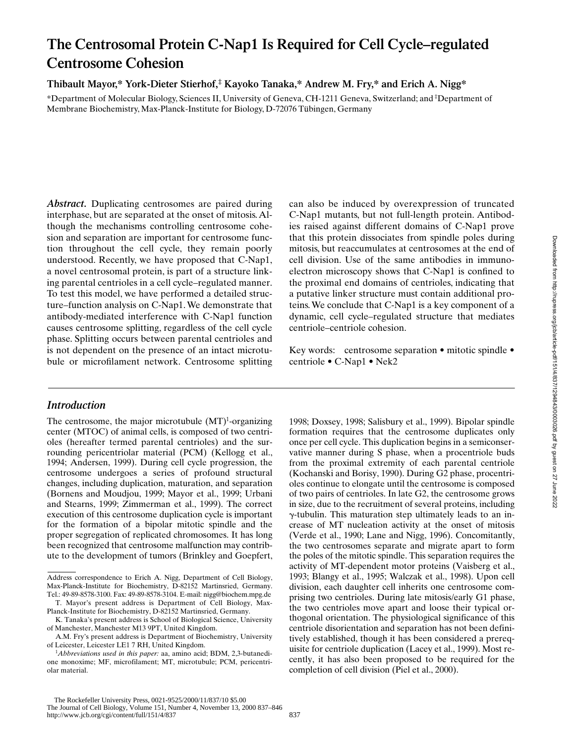# The Centrosomal Protein C-Nap1 Is Required for Cell Cycle–regulated Centrosome Cohesion

**Thibault Mayor,* York-Dieter Stierhof,‡ Kayoko Tanaka,* Andrew M. Fry,* and Erich A. Nigg***

*Department of Molecular Biology, Sciences II, University of Geneva, CH-1211 Geneva, Switzerland; and ‡Department of Membrane Biochemistry, Max-Planck-Institute for Biology, D-72076 Tübingen, Germany

***Abstract.*** Duplicating centrosomes are paired during interphase, but are separated at the onset of mitosis. Although the mechanisms controlling centrosome cohesion and separation are important for centrosome function throughout the cell cycle, they remain poorly understood. Recently, we have proposed that C-Nap1, a novel centrosomal protein, is part of a structure linking parental centrioles in a cell cycle–regulated manner. To test this model, we have performed a detailed structure–function analysis on C-Nap1. We demonstrate that antibody-mediated interference with C-Nap1 function causes centrosome splitting, regardless of the cell cycle phase. Splitting occurs between parental centrioles and is not dependent on the presence of an intact microtubule or microfilament network. Centrosome splitting can also be induced by overexpression of truncated C-Nap1 mutants, but not full-length protein. Antibodies raised against different domains of C-Nap1 prove that this protein dissociates from spindle poles during mitosis, but reaccumulates at centrosomes at the end of cell division. Use of the same antibodies in immunoelectron microscopy shows that C-Nap1 is confined to the proximal end domains of centrioles, indicating that a putative linker structure must contain additional proteins. We conclude that C-Nap1 is a key component of a dynamic, cell cycle–regulated structure that mediates centriole–centriole cohesion.

Key words: centrosome separation • mitotic spindle • centriole • C-Nap1 • Nek2

## *Introduction*

The centrosome, the major microtubule (MT)[1]-organizing center (MTOC) of animal cells, is composed of two centrioles (hereafter termed parental centrioles) and the surrounding pericentriolar material (PCM) (Kellogg et al., 1994; Andersen, 1999). During cell cycle progression, the centrosome undergoes a series of profound structural changes, including duplication, maturation, and separation (Bornens and Moudjou, 1999; Mayor et al., 1999; Urbani and Stearns, 1999; Zimmerman et al., 1999). The correct execution of this centrosome duplication cycle is important for the formation of a bipolar mitotic spindle and the proper segregation of replicated chromosomes. It has long been recognized that centrosome malfunction may contribute to the development of tumors (Brinkley and Goepfert, 1998; Doxsey, 1998; Salisbury et al., 1999). Bipolar spindle formation requires that the centrosome duplicates only once per cell cycle. This duplication begins in a semiconservative manner during S phase, when a procentriole buds from the proximal extremity of each parental centriole (Kochanski and Borisy, 1990). During G2 phase, procentrioles continue to elongate until the centrosome is composed of two pairs of centrioles. In late G2, the centrosome grows in size, due to the recruitment of several proteins, including γ-tubulin. This maturation step ultimately leads to an increase of MT nucleation activity at the onset of mitosis (Verde et al., 1990; Lane and Nigg, 1996). Concomitantly, the two centrosomes separate and migrate apart to form the poles of the mitotic spindle. This separation requires the activity of MT-dependent motor proteins (Vaisberg et al., 1993; Blangy et al., 1995; Walczak et al., 1998). Upon cell division, each daughter cell inherits one centrosome comprising two centrioles. During late mitosis/early G1 phase, the two centrioles move apart and loose their typical orthogonal orientation. The physiological significance of this centriole disorientation and separation has not been definitively established, though it has been considered a prerequisite for centriole duplication (Lacey et al., 1999). Most recently, it has also been proposed to be required for the completion of cell division (Piel et al., 2000).

---

Address correspondence to Erich A. Nigg, Department of Cell Biology, Max-Planck-Institute for Biochemistry, D-82152 Martinsried, Germany. Tel.: 49-89-8578-3100. Fax: 49-89-8578-3104. E-mail: nigg@biochem.mpg.de

T. Mayor's present address is Department of Cell Biology, Max-Planck-Institute for Biochemistry, D-82152 Martinsried, Germany.

K. Tanaka's present address is School of Biological Science, University of Manchester, Manchester M13 9PT, United Kingdom.

A.M. Fry's present address is Department of Biochemistry, University of Leicester, Leicester LE1 7 RH, United Kingdom.

[1]*Abbreviations used in this paper:* aa, amino acid; BDM, 2,3-butanedione monoxime; MF, microfilament; MT, microtubule; PCM, pericentriolar material.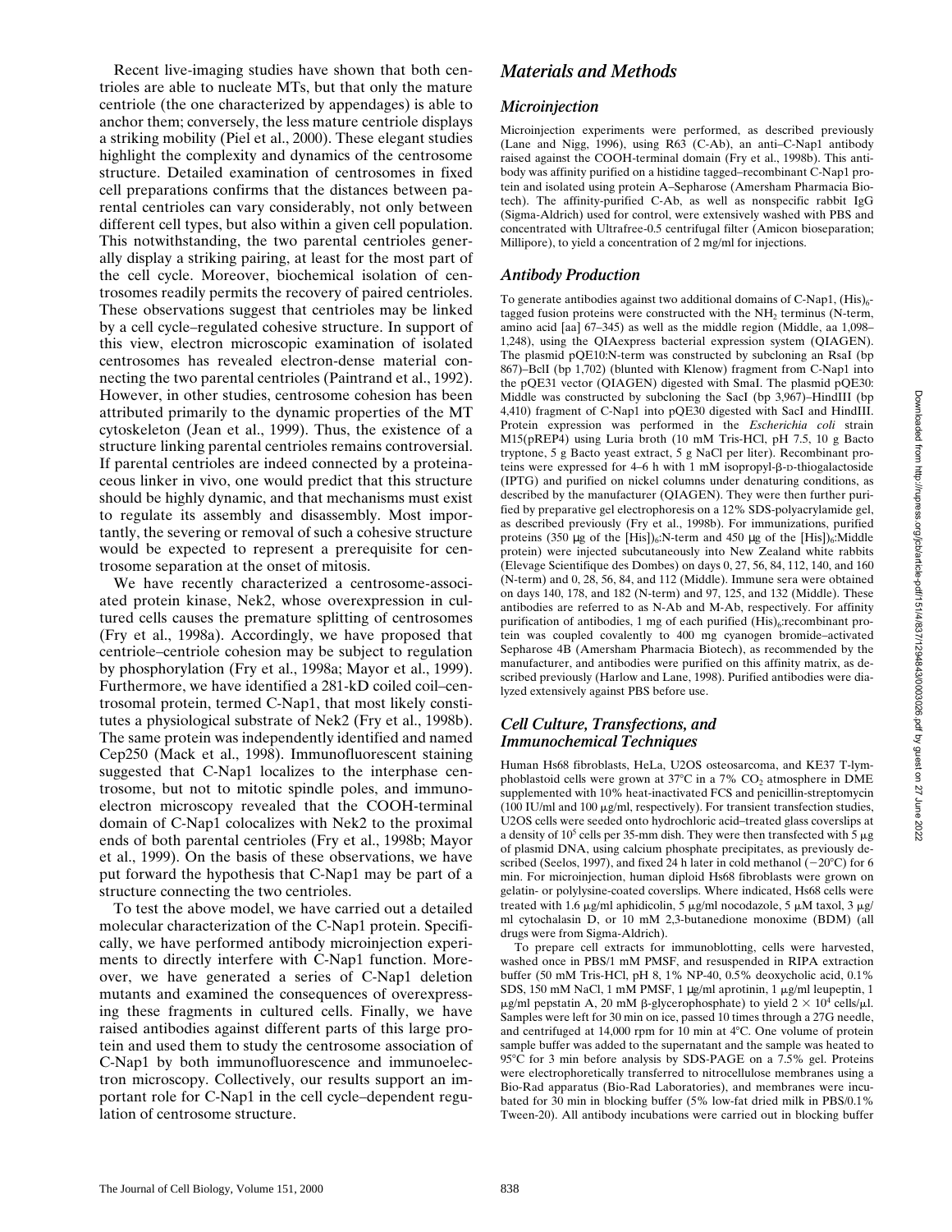Recent live-imaging studies have shown that both centrioles are able to nucleate MTs, but that only the mature centriole (the one characterized by appendages) is able to anchor them; conversely, the less mature centriole displays a striking mobility (Piel et al., 2000). These elegant studies highlight the complexity and dynamics of the centrosome structure. Detailed examination of centrosomes in fixed cell preparations confirms that the distances between parental centrioles can vary considerably, not only between different cell types, but also within a given cell population. This notwithstanding, the two parental centrioles generally display a striking pairing, at least for the most part of the cell cycle. Moreover, biochemical isolation of centrosomes readily permits the recovery of paired centrioles. These observations suggest that centrioles may be linked by a cell cycle–regulated cohesive structure. In support of this view, electron microscopic examination of isolated centrosomes has revealed electron-dense material connecting the two parental centrioles (Paintrand et al., 1992). However, in other studies, centrosome cohesion has been attributed primarily to the dynamic properties of the MT cytoskeleton (Jean et al., 1999). Thus, the existence of a structure linking parental centrioles remains controversial. If parental centrioles are indeed connected by a proteinaceous linker in vivo, one would predict that this structure should be highly dynamic, and that mechanisms must exist to regulate its assembly and disassembly. Most importantly, the severing or removal of such a cohesive structure would be expected to represent a prerequisite for centrosome separation at the onset of mitosis.

We have recently characterized a centrosome-associated protein kinase, Nek2, whose overexpression in cultured cells causes the premature splitting of centrosomes (Fry et al., 1998a). Accordingly, we have proposed that centriole–centriole cohesion may be subject to regulation by phosphorylation (Fry et al., 1998a; Mayor et al., 1999). Furthermore, we have identified a 281-kD coiled coil–centrosomal protein, termed C-Nap1, that most likely constitutes a physiological substrate of Nek2 (Fry et al., 1998b). The same protein was independently identified and named Cep250 (Mack et al., 1998). Immunofluorescent staining suggested that C-Nap1 localizes to the interphase centrosome, but not to mitotic spindle poles, and immunoelectron microscopy revealed that the COOH-terminal domain of C-Nap1 colocalizes with Nek2 to the proximal ends of both parental centrioles (Fry et al., 1998b; Mayor et al., 1999). On the basis of these observations, we have put forward the hypothesis that C-Nap1 may be part of a structure connecting the two centrioles.

To test the above model, we have carried out a detailed molecular characterization of the C-Nap1 protein. Specifically, we have performed antibody microinjection experiments to directly interfere with C-Nap1 function. Moreover, we have generated a series of C-Nap1 deletion mutants and examined the consequences of overexpressing these fragments in cultured cells. Finally, we have raised antibodies against different parts of this large protein and used them to study the centrosome association of C-Nap1 by both immunofluorescence and immunoelectron microscopy. Collectively, our results support an important role for C-Nap1 in the cell cycle–dependent regulation of centrosome structure.

# *Materials and Methods*

## *Microinjection*

Microinjection experiments were performed, as described previously (Lane and Nigg, 1996), using R63 (C-Ab), an anti–C-Nap1 antibody raised against the COOH-terminal domain (Fry et al., 1998b). This antibody was affinity purified on a histidine tagged–recombinant C-Nap1 protein and isolated using protein A–Sepharose (Amersham Pharmacia Biotech). The affinity-purified C-Ab, as well as nonspecific rabbit IgG (Sigma-Aldrich) used for control, were extensively washed with PBS and concentrated with Ultrafree-0.5 centrifugal filter (Amicon bioseparation; Millipore), to yield a concentration of 2 mg/ml for injections.

## *Antibody Production*

To generate antibodies against two additional domains of C-Nap1, $(His)_6$-tagged fusion proteins were constructed with the $NH_2$ terminus (N-term, amino acid [aa] 67–345) as well as the middle region (Middle, aa 1,098–1,248), using the QIAexpress bacterial expression system (QIAGEN). The plasmid pQE10:N-term was constructed by subcloning an RsaI (bp 867)–BclI (bp 1,702) (blunted with Klenow) fragment from C-Nap1 into the pQE31 vector (QIAGEN) digested with SmaI. The plasmid pQE30: Middle was constructed by subcloning the SacI (bp 3,967)–HindIII (bp 4,410) fragment of C-Nap1 into pQE30 digested with SacI and HindIII. Protein expression was performed in the *Escherichia coli* strain M15(pREP4) using Luria broth (10 mM Tris-HCl, pH 7.5, 10 g Bacto tryptone, 5 g Bacto yeast extract, 5 g NaCl per liter). Recombinant proteins were expressed for 4–6 h with 1 mM isopropyl-β-D-thiogalactoside (IPTG) and purified on nickel columns under denaturing conditions, as described by the manufacturer (QIAGEN). They were then further purified by preparative gel electrophoresis on a 12% SDS-polyacrylamide gel, as described previously (Fry et al., 1998b). For immunizations, purified proteins (350 μg of the $[His]_6$:N-term and 450 μg of the $[His]_6$:Middle protein) were injected subcutaneously into New Zealand white rabbits (Elevage Scientifique des Dombes) on days 0, 27, 56, 84, 112, 140, and 160 (N-term) and 0, 28, 56, 84, and 112 (Middle). Immune sera were obtained on days 140, 178, and 182 (N-term) and 97, 125, and 132 (Middle). These antibodies are referred to as N-Ab and M-Ab, respectively. For affinity purification of antibodies, 1 mg of each purified $(His)_6$:recombinant protein was coupled covalently to 400 mg cyanogen bromide–activated Sepharose 4B (Amersham Pharmacia Biotech), as recommended by the manufacturer, and antibodies were purified on this affinity matrix, as described previously (Harlow and Lane, 1998). Purified antibodies were dialyzed extensively against PBS before use.

## *Cell Culture, Transfections, and Immunochemical Techniques*

Human Hs68 fibroblasts, HeLa, U2OS osteosarcoma, and KE37 T-lymphoblastoid cells were grown at 37°C in a 7% $CO_2$ atmosphere in DME supplemented with 10% heat-inactivated FCS and penicillin-streptomycin (100 IU/ml and 100 μg/ml, respectively). For transient transfection studies, U2OS cells were seeded onto hydrochloric acid–treated glass coverslips at a density of $10^5$ cells per 35-mm dish. They were then transfected with 5 μg of plasmid DNA, using calcium phosphate precipitates, as previously described (Seelos, 1997), and fixed 24 h later in cold methanol (−20°C) for 6 min. For microinjection, human diploid Hs68 fibroblasts were grown on gelatin- or polylysine-coated coverslips. Where indicated, Hs68 cells were treated with 1.6 μg/ml aphidicolin, 5 μg/ml nocodazole, 5 μM taxol, 3 μg/ml cytochalasin D, or 10 mM 2,3-butanedione monoxime (BDM) (all drugs were from Sigma-Aldrich).

To prepare cell extracts for immunoblotting, cells were harvested, washed once in PBS/1 mM PMSF, and resuspended in RIPA extraction buffer (50 mM Tris-HCl, pH 8, 1% NP-40, 0.5% deoxycholic acid, 0.1% SDS, 150 mM NaCl, 1 mM PMSF, 1 μg/ml aprotinin, 1 μg/ml leupeptin, 1 μg/ml pepstatin A, 20 mM β-glycerophosphate) to yield $2 \times 10^4$ cells/μl. Samples were left for 30 min on ice, passed 10 times through a 27G needle, and centrifuged at 14,000 rpm for 10 min at 4°C. One volume of protein sample buffer was added to the supernatant and the sample was heated to 95°C for 3 min before analysis by SDS-PAGE on a 7.5% gel. Proteins were electrophoretically transferred to nitrocellulose membranes using a Bio-Rad apparatus (Bio-Rad Laboratories), and membranes were incubated for 30 min in blocking buffer (5% low-fat dried milk in PBS/0.1% Tween-20). All antibody incubations were carried out in blocking buffer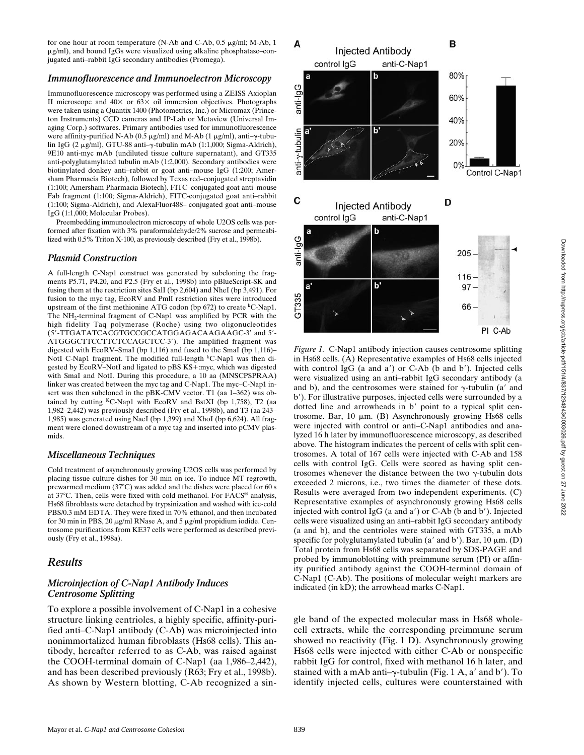for one hour at room temperature (N-Ab and C-Ab, 0.5 μg/ml; M-Ab, 1 μg/ml), and bound IgGs were visualized using alkaline phosphatase–conjugated anti–rabbit IgG secondary antibodies (Promega).

### *Immunofluorescence and Immunoelectron Microscopy*

Immunofluorescence microscopy was performed using a ZEISS Axioplan II microscope and 40× or 63× oil immersion objectives. Photographs were taken using a Quantix 1400 (Photometrics, Inc.) or Micromax (Princeton Instruments) CCD cameras and IP-Lab or Metaview (Universal Imaging Corp.) softwares. Primary antibodies used for immunofluorescence were affinity-purified N-Ab (0.5 μg/ml) and M-Ab (1 μg/ml), anti–γ-tubulin IgG (2 μg/ml), GTU-88 anti–γ-tubulin mAb (1:1,000; Sigma-Aldrich), 9E10 anti-myc mAb (undiluted tissue culture supernatant), and GT335 anti-polyglutamylated tubulin mAb (1:2,000). Secondary antibodies were biotinylated donkey anti–rabbit or goat anti–mouse IgG (1:200; Amersham Pharmacia Biotech), followed by Texas red–conjugated streptavidin (1:100; Amersham Pharmacia Biotech), FITC–conjugated goat anti–mouse Fab fragment (1:100; Sigma-Aldrich), FITC-conjugated goat anti–rabbit (1:100; Sigma-Aldrich), and AlexaFluor488– conjugated goat anti–mouse IgG (1:1,000; Molecular Probes).

Preembedding immunoelectron microscopy of whole U2OS cells was performed after fixation with 3% paraformaldehyde/2% sucrose and permeabilized with 0.5% Triton X-100, as previously described (Fry et al., 1998b).

### *Plasmid Construction*

A full-length C-Nap1 construct was generated by subcloning the fragments P5.71, P4.20, and P2.5 (Fry et al., 1998b) into pBlueScript-SK and fusing them at the restriction sites SalI (bp 2,604) and NheI (bp 3,491). For fusion to the myc tag, EcoRV and PmlI restriction sites were introduced upstream of the first methionine ATG codon (bp 672) to create $^{K}$C-Nap1. The $NH_2$-terminal fragment of C-Nap1 was amplified by PCR with the high fidelity Taq polymerase (Roche) using two oligonucleotides (5′-TTGATATCACGTGCCGCCATGGAGACAAGAAGC-3′ and 5′-ATGGGCTTCCTTCTCCAGCTCC-3′). The amplified fragment was digested with EcoRV–SmaI (bp 1,116) and fused to the SmaI (bp 1,116)–NotI C-Nap1 fragment. The modified full-length $^{K}$C-Nap1 was then digested by EcoRV–NotI and ligated to pBS KS+:myc, which was digested with SmaI and NotI. During this procedure, a 10 aa (MNSCPSPRAA) linker was created between the myc tag and C-Nap1. The myc–C-Nap1 insert was then subcloned in the pBK-CMV vector. T1 (aa 1–362) was obtained by cutting $^{K}$C-Nap1 with EcoRV and BstXI (bp 1,758), T2 (aa 1,982–2,442) was previously described (Fry et al., 1998b), and T3 (aa 243–1,985) was generated using NaeI (bp 1,399) and XhoI (bp 6,624). All fragment were cloned downstream of a myc tag and inserted into pCMV plasmids.

### *Miscellaneous Techniques*

Cold treatment of asynchronously growing U2OS cells was performed by placing tissue culture dishes for 30 min on ice. To induce MT regrowth, prewarmed medium (37°C) was added and the dishes were placed for 60 s at 37°C. Then, cells were fixed with cold methanol. For FACS® analysis, Hs68 fibroblasts were detached by trypsinization and washed with ice-cold PBS/0.3 mM EDTA. They were fixed in 70% ethanol, and then incubated for 30 min in PBS, 20 μg/ml RNase A, and 5 μg/ml propidium iodide. Centrosome purifications from KE37 cells were performed as described previously (Fry et al., 1998a).

## *Results*

### *Microinjection of C-Nap1 Antibody Induces Centrosome Splitting*

To explore a possible involvement of C-Nap1 in a cohesive structure linking centrioles, a highly specific, affinity-purified anti–C-Nap1 antibody (C-Ab) was microinjected into nonimmortalized human fibroblasts (Hs68 cells). This antibody, hereafter referred to as C-Ab, was raised against the COOH-terminal domain of C-Nap1 (aa 1,986–2,442), and has been described previously (R63; Fry et al., 1998b). As shown by Western blotting, C-Ab recognized a single band of the expected molecular mass in Hs68 whole-cell extracts, while the corresponding preimmune serum showed no reactivity (Fig. 1 D). Asynchronously growing Hs68 cells were injected with either C-Ab or nonspecific rabbit IgG for control, fixed with methanol 16 h later, and stained with a mAb anti–γ-tubulin (Fig. 1 A, a′ and b′). To identify injected cells, cultures were counterstained with

*Figure 1.* C-Nap1 antibody injection causes centrosome splitting in Hs68 cells. (A) Representative examples of Hs68 cells injected with control IgG (a and a′) or C-Ab (b and b′). Injected cells were visualized using an anti–rabbit IgG secondary antibody (a and b), and the centrosomes were stained for γ-tubulin (a′ and b′). For illustrative purposes, injected cells were surrounded by a dotted line and arrowheads in b′ point to a typical split centrosome. Bar, 10 μm. (B) Asynchronously growing Hs68 cells were injected with control or anti–C-Nap1 antibodies and analyzed 16 h later by immunofluorescence microscopy, as described above. The histogram indicates the percent of cells with split centrosomes. A total of 167 cells were injected with C-Ab and 158 cells with control IgG. Cells were scored as having split centrosomes whenever the distance between the two γ-tubulin dots exceeded 2 microns, i.e., two times the diameter of these dots. Results were averaged from two independent experiments. (C) Representative examples of asynchronously growing Hs68 cells injected with control IgG (a and a′) or C-Ab (b and b′). Injected cells were visualized using an anti–rabbit IgG secondary antibody (a and b), and the centrioles were stained with GT335, a mAb specific for polyglutamylated tubulin (a′ and b′). Bar, 10 μm. (D) Total protein from Hs68 cells was separated by SDS-PAGE and probed by immunoblotting with preimmune serum (PI) or affinity purified antibody against the COOH-terminal domain of C-Nap1 (C-Ab). The positions of molecular weight markers are indicated (in kD); the arrowhead marks C-Nap1.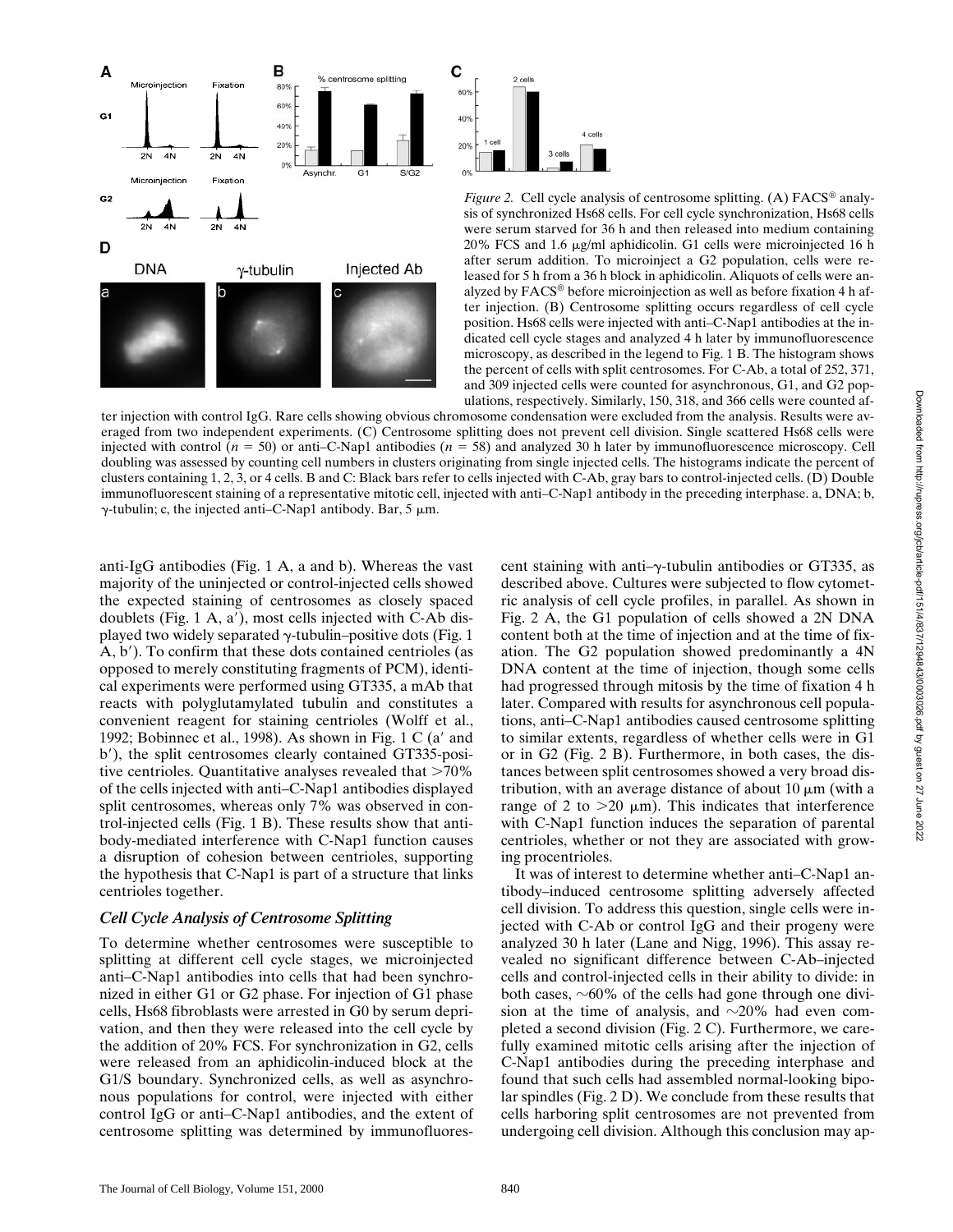*Figure 2.* Cell cycle analysis of centrosome splitting. (A) FACS® analysis of synchronized Hs68 cells. For cell cycle synchronization, Hs68 cells were serum starved for 36 h and then released into medium containing 20% FCS and 1.6 μg/ml aphidicolin. G1 cells were microinjected 16 h after serum addition. To microinject a G2 population, cells were released for 5 h from a 36 h block in aphidicolin. Aliquots of cells were analyzed by FACS® before microinjection as well as before fixation 4 h after injection. (B) Centrosome splitting occurs regardless of cell cycle position. Hs68 cells were injected with anti–C-Nap1 antibodies at the indicated cell cycle stages and analyzed 4 h later by immunofluorescence microscopy, as described in the legend to Fig. 1 B. The histogram shows the percent of cells with split centrosomes. For C-Ab, a total of 252, 371, and 309 injected cells were counted for asynchronous, G1, and G2 populations, respectively. Similarly, 150, 318, and 366 cells were counted after injection with control IgG. Rare cells showing obvious chromosome condensation were excluded from the analysis. Results were averaged from two independent experiments. (C) Centrosome splitting does not prevent cell division. Single scattered Hs68 cells were injected with control ($n = 50$) or anti–C-Nap1 antibodies ($n = 58$) and analyzed 30 h later by immunofluorescence microscopy. Cell doubling was assessed by counting cell numbers in clusters originating from single injected cells. The histograms indicate the percent of clusters containing 1, 2, 3, or 4 cells. B and C: Black bars refer to cells injected with C-Ab, gray bars to control-injected cells. (D) Double immunofluorescent staining of a representative mitotic cell, injected with anti–C-Nap1 antibody in the preceding interphase. a, DNA; b, γ-tubulin; c, the injected anti–C-Nap1 antibody. Bar, 5 μm.

anti-IgG antibodies (Fig. 1 A, a and b). Whereas the vast majority of the uninjected or control-injected cells showed the expected staining of centrosomes as closely spaced doublets (Fig. 1 A, a′), most cells injected with C-Ab displayed two widely separated γ-tubulin–positive dots (Fig. 1 A, b′). To confirm that these dots contained centrioles (as opposed to merely constituting fragments of PCM), identical experiments were performed using GT335, a mAb that reacts with polyglutamylated tubulin and constitutes a convenient reagent for staining centrioles (Wolff et al., 1992; Bobinnec et al., 1998). As shown in Fig. 1 C (a′ and b′), the split centrosomes clearly contained GT335-positive centrioles. Quantitative analyses revealed that >70% of the cells injected with anti–C-Nap1 antibodies displayed split centrosomes, whereas only 7% was observed in control-injected cells (Fig. 1 B). These results show that antibody-mediated interference with C-Nap1 function causes a disruption of cohesion between centrioles, supporting the hypothesis that C-Nap1 is part of a structure that links centrioles together.

### *Cell Cycle Analysis of Centrosome Splitting*

To determine whether centrosomes were susceptible to splitting at different cell cycle stages, we microinjected anti–C-Nap1 antibodies into cells that had been synchronized in either G1 or G2 phase. For injection of G1 phase cells, Hs68 fibroblasts were arrested in G0 by serum deprivation, and then they were released into the cell cycle by the addition of 20% FCS. For synchronization in G2, cells were released from an aphidicolin-induced block at the G1/S boundary. Synchronized cells, as well as asynchronous populations for control, were injected with either control IgG or anti–C-Nap1 antibodies, and the extent of centrosome splitting was determined by immunofluorescent staining with anti–γ-tubulin antibodies or GT335, as described above. Cultures were subjected to flow cytometric analysis of cell cycle profiles, in parallel. As shown in Fig. 2 A, the G1 population of cells showed a 2N DNA content both at the time of injection and at the time of fixation. The G2 population showed predominantly a 4N DNA content at the time of injection, though some cells had progressed through mitosis by the time of fixation 4 h later. Compared with results for asynchronous cell populations, anti–C-Nap1 antibodies caused centrosome splitting to similar extents, regardless of whether cells were in G1 or in G2 (Fig. 2 B). Furthermore, in both cases, the distances between split centrosomes showed a very broad distribution, with an average distance of about 10 μm (with a range of 2 to >20 μm). This indicates that interference with C-Nap1 function induces the separation of parental centrioles, whether or not they are associated with growing procentrioles.

It was of interest to determine whether anti–C-Nap1 antibody–induced centrosome splitting adversely affected cell division. To address this question, single cells were injected with C-Ab or control IgG and their progeny were analyzed 30 h later (Lane and Nigg, 1996). This assay revealed no significant difference between C-Ab–injected cells and control-injected cells in their ability to divide: in both cases, ~60% of the cells had gone through one division at the time of analysis, and ~20% had even completed a second division (Fig. 2 C). Furthermore, we carefully examined mitotic cells arising after the injection of C-Nap1 antibodies during the preceding interphase and found that such cells had assembled normal-looking bipolar spindles (Fig. 2 D). We conclude from these results that cells harboring split centrosomes are not prevented from undergoing cell division. Although this conclusion may ap-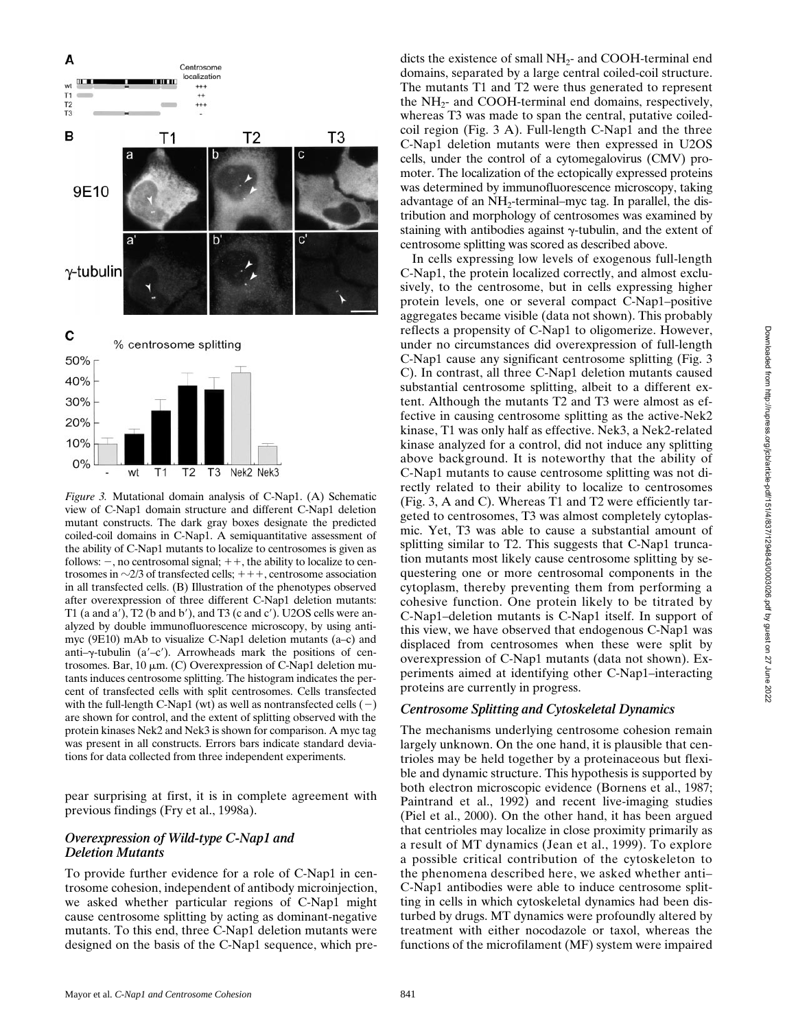*Figure 3.* Mutational domain analysis of C-Nap1. (A) Schematic view of C-Nap1 domain structure and different C-Nap1 deletion mutant constructs. The dark gray boxes designate the predicted coiled-coil domains in C-Nap1. A semiquantitative assessment of the ability of C-Nap1 mutants to localize to centrosomes is given as follows: −, no centrosomal signal; ++, the ability to localize to centrosomes in ~2/3 of transfected cells; +++, centrosome association in all transfected cells. (B) Illustration of the phenotypes observed after overexpression of three different C-Nap1 deletion mutants: T1 (a and a′), T2 (b and b′), and T3 (c and c′). U2OS cells were analyzed by double immunofluorescence microscopy, by using anti-myc (9E10) mAb to visualize C-Nap1 deletion mutants (a–c) and anti–γ-tubulin (a′–c′). Arrowheads mark the positions of centrosomes. Bar, 10 μm. (C) Overexpression of C-Nap1 deletion mutants induces centrosome splitting. The histogram indicates the percent of transfected cells with split centrosomes. Cells transfected with the full-length C-Nap1 (wt) as well as nontransfected cells (−) are shown for control, and the extent of splitting observed with the protein kinases Nek2 and Nek3 is shown for comparison. A myc tag was present in all constructs. Errors bars indicate standard deviations for data collected from three independent experiments.

pear surprising at first, it is in complete agreement with previous findings (Fry et al., 1998a).

### Overexpression of Wild-type C-Nap1 and Deletion Mutants

To provide further evidence for a role of C-Nap1 in centrosome cohesion, independent of antibody microinjection, we asked whether particular regions of C-Nap1 might cause centrosome splitting by acting as dominant-negative mutants. To this end, three C-Nap1 deletion mutants were designed on the basis of the C-Nap1 sequence, which predicts the existence of small $NH_2$- and COOH-terminal end domains, separated by a large central coiled-coil structure. The mutants T1 and T2 were thus generated to represent the $NH_2$- and COOH-terminal end domains, respectively, whereas T3 was made to span the central, putative coiled-coil region (Fig. 3 A). Full-length C-Nap1 and the three C-Nap1 deletion mutants were then expressed in U2OS cells, under the control of a cytomegalovirus (CMV) promoter. The localization of the ectopically expressed proteins was determined by immunofluorescence microscopy, taking advantage of an $NH_2$-terminal–myc tag. In parallel, the distribution and morphology of centrosomes was examined by staining with antibodies against γ-tubulin, and the extent of centrosome splitting was scored as described above.

In cells expressing low levels of exogenous full-length C-Nap1, the protein localized correctly, and almost exclusively, to the centrosome, but in cells expressing higher protein levels, one or several compact C-Nap1–positive aggregates became visible (data not shown). This probably reflects a propensity of C-Nap1 to oligomerize. However, under no circumstances did overexpression of full-length C-Nap1 cause any significant centrosome splitting (Fig. 3 C). In contrast, all three C-Nap1 deletion mutants caused substantial centrosome splitting, albeit to a different extent. Although the mutants T2 and T3 were almost as effective in causing centrosome splitting as the active-Nek2 kinase, T1 was only half as effective. Nek3, a Nek2-related kinase analyzed for a control, did not induce any splitting above background. It is noteworthy that the ability of C-Nap1 mutants to cause centrosome splitting was not directly related to their ability to localize to centrosomes (Fig. 3, A and C). Whereas T1 and T2 were efficiently targeted to centrosomes, T3 was almost completely cytoplasmic. Yet, T3 was able to cause a substantial amount of splitting similar to T2. This suggests that C-Nap1 truncation mutants most likely cause centrosome splitting by sequestering one or more centrosomal components in the cytoplasm, thereby preventing them from performing a cohesive function. One protein likely to be titrated by C-Nap1–deletion mutants is C-Nap1 itself. In support of this view, we have observed that endogenous C-Nap1 was displaced from centrosomes when these were split by overexpression of C-Nap1 mutants (data not shown). Experiments aimed at identifying other C-Nap1–interacting proteins are currently in progress.

### Centrosome Splitting and Cytoskeletal Dynamics

The mechanisms underlying centrosome cohesion remain largely unknown. On the one hand, it is plausible that centrioles may be held together by a proteinaceous but flexible and dynamic structure. This hypothesis is supported by both electron microscopic evidence (Bornens et al., 1987; Paintrand et al., 1992) and recent live-imaging studies (Piel et al., 2000). On the other hand, it has been argued that centrioles may localize in close proximity primarily as a result of MT dynamics (Jean et al., 1999). To explore a possible critical contribution of the cytoskeleton to the phenomena described here, we asked whether anti–C-Nap1 antibodies were able to induce centrosome splitting in cells in which cytoskeletal dynamics had been disturbed by drugs. MT dynamics were profoundly altered by treatment with either nocodazole or taxol, whereas the functions of the microfilament (MF) system were impaired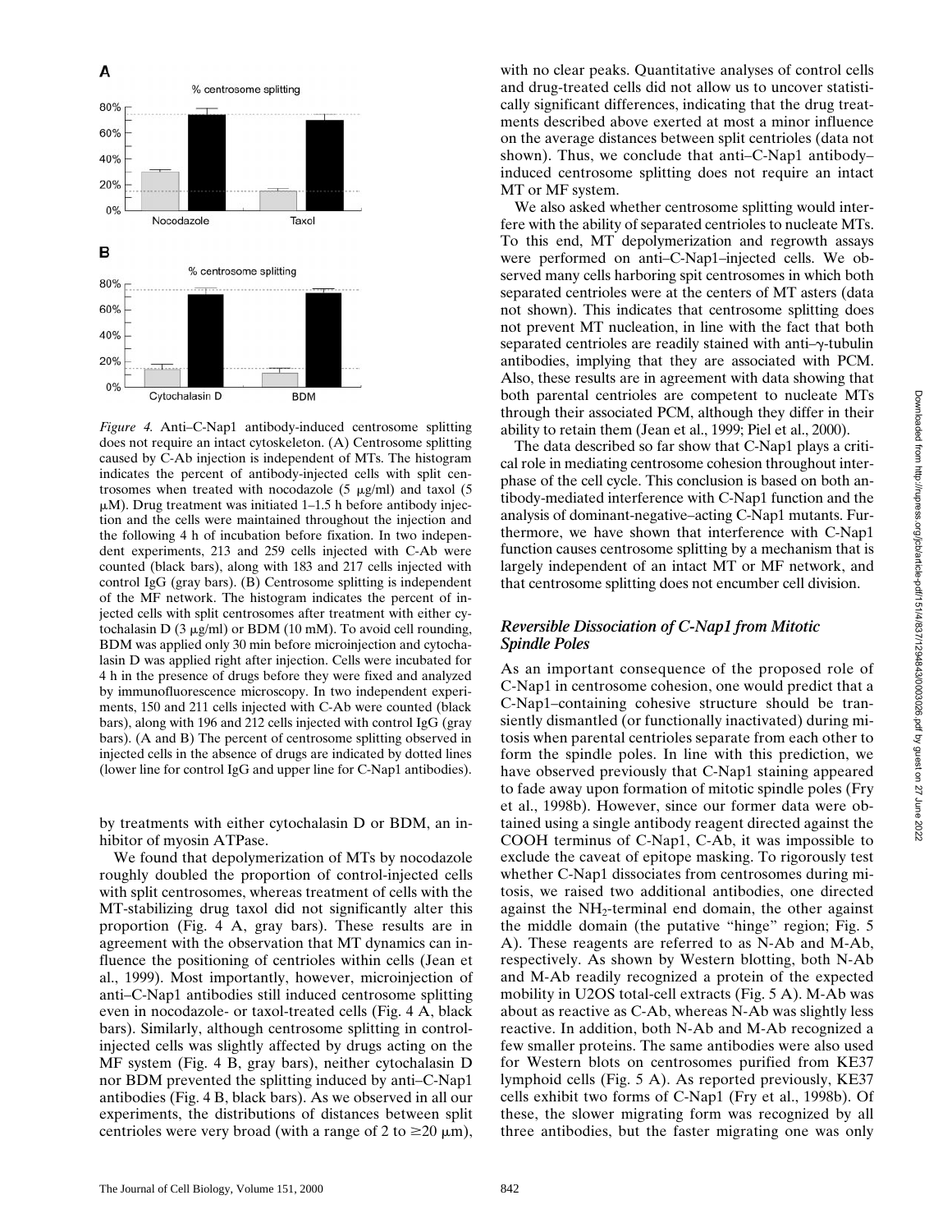*Figure 4.* Anti–C-Nap1 antibody-induced centrosome splitting does not require an intact cytoskeleton. (A) Centrosome splitting caused by C-Ab injection is independent of MTs. The histogram indicates the percent of antibody-injected cells with split centrosomes when treated with nocodazole (5 μg/ml) and taxol (5 μM). Drug treatment was initiated 1–1.5 h before antibody injection and the cells were maintained throughout the injection and the following 4 h of incubation before fixation. In two independent experiments, 213 and 259 cells injected with C-Ab were counted (black bars), along with 183 and 217 cells injected with control IgG (gray bars). (B) Centrosome splitting is independent of the MF network. The histogram indicates the percent of injected cells with split centrosomes after treatment with either cytochalasin D (3 μg/ml) or BDM (10 mM). To avoid cell rounding, BDM was applied only 30 min before microinjection and cytochalasin D was applied right after injection. Cells were incubated for 4 h in the presence of drugs before they were fixed and analyzed by immunofluorescence microscopy. In two independent experiments, 150 and 211 cells injected with C-Ab were counted (black bars), along with 196 and 212 cells injected with control IgG (gray bars). (A and B) The percent of centrosome splitting observed in injected cells in the absence of drugs are indicated by dotted lines (lower line for control IgG and upper line for C-Nap1 antibodies).

by treatments with either cytochalasin D or BDM, an inhibitor of myosin ATPase.

We found that depolymerization of MTs by nocodazole roughly doubled the proportion of control-injected cells with split centrosomes, whereas treatment of cells with the MT-stabilizing drug taxol did not significantly alter this proportion (Fig. 4 A, gray bars). These results are in agreement with the observation that MT dynamics can influence the positioning of centrioles within cells (Jean et al., 1999). Most importantly, however, microinjection of anti–C-Nap1 antibodies still induced centrosome splitting even in nocodazole- or taxol-treated cells (Fig. 4 A, black bars). Similarly, although centrosome splitting in control-injected cells was slightly affected by drugs acting on the MF system (Fig. 4 B, gray bars), neither cytochalasin D nor BDM prevented the splitting induced by anti–C-Nap1 antibodies (Fig. 4 B, black bars). As we observed in all our experiments, the distributions of distances between split centrioles were very broad (with a range of 2 to ≥20 μm), with no clear peaks. Quantitative analyses of control cells and drug-treated cells did not allow us to uncover statistically significant differences, indicating that the drug treatments described above exerted at most a minor influence on the average distances between split centrioles (data not shown). Thus, we conclude that anti–C-Nap1 antibody–induced centrosome splitting does not require an intact MT or MF system.

We also asked whether centrosome splitting would interfere with the ability of separated centrioles to nucleate MTs. To this end, MT depolymerization and regrowth assays were performed on anti–C-Nap1–injected cells. We observed many cells harboring spit centrosomes in which both separated centrioles were at the centers of MT asters (data not shown). This indicates that centrosome splitting does not prevent MT nucleation, in line with the fact that both separated centrioles are readily stained with anti–γ-tubulin antibodies, implying that they are associated with PCM. Also, these results are in agreement with data showing that both parental centrioles are competent to nucleate MTs through their associated PCM, although they differ in their ability to retain them (Jean et al., 1999; Piel et al., 2000).

The data described so far show that C-Nap1 plays a critical role in mediating centrosome cohesion throughout interphase of the cell cycle. This conclusion is based on both antibody-mediated interference with C-Nap1 function and the analysis of dominant-negative–acting C-Nap1 mutants. Furthermore, we have shown that interference with C-Nap1 function causes centrosome splitting by a mechanism that is largely independent of an intact MT or MF network, and that centrosome splitting does not encumber cell division.

### *Reversible Dissociation of C-Nap1 from Mitotic Spindle Poles*

As an important consequence of the proposed role of C-Nap1 in centrosome cohesion, one would predict that a C-Nap1–containing cohesive structure should be transiently dismantled (or functionally inactivated) during mitosis when parental centrioles separate from each other to form the spindle poles. In line with this prediction, we have observed previously that C-Nap1 staining appeared to fade away upon formation of mitotic spindle poles (Fry et al., 1998b). However, since our former data were obtained using a single antibody reagent directed against the COOH terminus of C-Nap1, C-Ab, it was impossible to exclude the caveat of epitope masking. To rigorously test whether C-Nap1 dissociates from centrosomes during mitosis, we raised two additional antibodies, one directed against the $NH_2$-terminal end domain, the other against the middle domain (the putative "hinge" region; Fig. 5 A). These reagents are referred to as N-Ab and M-Ab, respectively. As shown by Western blotting, both N-Ab and M-Ab readily recognized a protein of the expected mobility in U2OS total-cell extracts (Fig. 5 A). M-Ab was about as reactive as C-Ab, whereas N-Ab was slightly less reactive. In addition, both N-Ab and M-Ab recognized a few smaller proteins. The same antibodies were also used for Western blots on centrosomes purified from KE37 lymphoid cells (Fig. 5 A). As reported previously, KE37 cells exhibit two forms of C-Nap1 (Fry et al., 1998b). Of these, the slower migrating form was recognized by all three antibodies, but the faster migrating one was only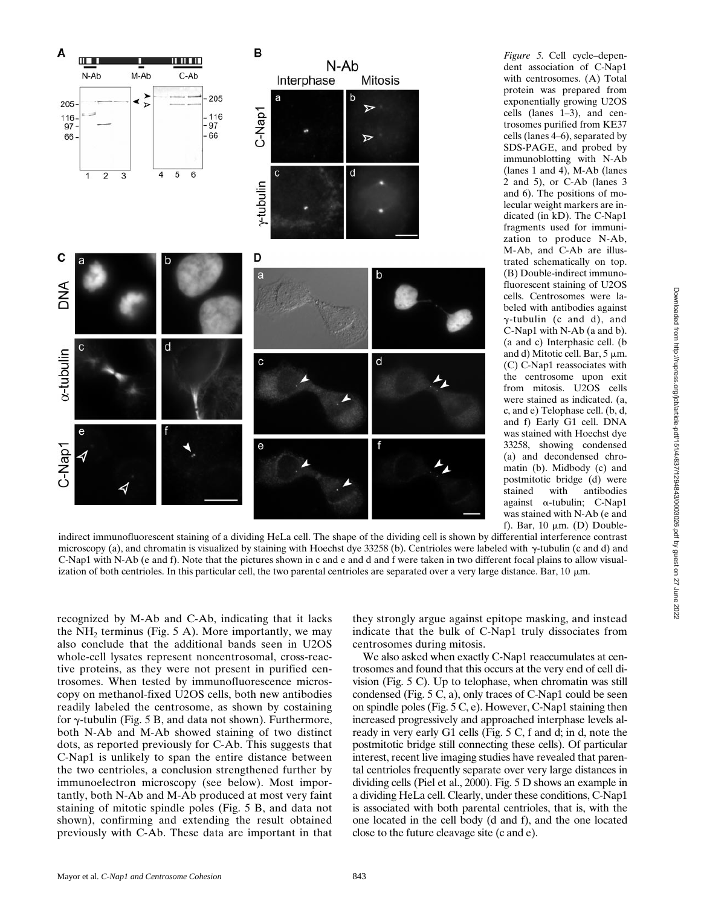*Figure 5.* Cell cycle–dependent association of C-Nap1 with centrosomes. (A) Total protein was prepared from exponentially growing U2OS cells (lanes 1–3), and centrosomes purified from KE37 cells (lanes 4–6), separated by SDS-PAGE, and probed by immunoblotting with N-Ab (lanes 1 and 4), M-Ab (lanes 2 and 5), or C-Ab (lanes 3 and 6). The positions of molecular weight markers are indicated (in kD). The C-Nap1 fragments used for immunization to produce N-Ab, M-Ab, and C-Ab are illustrated schematically on top. (B) Double-indirect immunofluorescent staining of U2OS cells. Centrosomes were labeled with antibodies against γ-tubulin (c and d), and C-Nap1 with N-Ab (a and b). (a and c) Interphasic cell. (b and d) Mitotic cell. Bar, 5 μm. (C) C-Nap1 reassociates with the centrosome upon exit from mitosis. U2OS cells were stained as indicated. (a, c, and e) Telophase cell. (b, d, and f) Early G1 cell. DNA was stained with Hoechst dye 33258, showing condensed (a) and decondensed chromatin (b). Midbody (c) and postmitotic bridge (d) were stained with antibodies against α-tubulin; C-Nap1 was stained with N-Ab (e and f). Bar, 10 μm. (D) Double-indirect immunofluorescent staining of a dividing HeLa cell. The shape of the dividing cell is shown by differential interference contrast microscopy (a), and chromatin is visualized by staining with Hoechst dye 33258 (b). Centrioles were labeled with γ-tubulin (c and d) and C-Nap1 with N-Ab (e and f). Note that the pictures shown in c and e and d and f were taken in two different focal plains to allow visualization of both centrioles. In this particular cell, the two parental centrioles are separated over a very large distance. Bar, 10 μm.

recognized by M-Ab and C-Ab, indicating that it lacks the $NH_2$ terminus (Fig. 5 A). More importantly, we may also conclude that the additional bands seen in U2OS whole-cell lysates represent noncentrosomal, cross-reactive proteins, as they were not present in purified centrosomes. When tested by immunofluorescence microscopy on methanol-fixed U2OS cells, both new antibodies readily labeled the centrosome, as shown by costaining for γ-tubulin (Fig. 5 B, and data not shown). Furthermore, both N-Ab and M-Ab showed staining of two distinct dots, as reported previously for C-Ab. This suggests that C-Nap1 is unlikely to span the entire distance between the two centrioles, a conclusion strengthened further by immunoelectron microscopy (see below). Most importantly, both N-Ab and M-Ab produced at most very faint staining of mitotic spindle poles (Fig. 5 B, and data not shown), confirming and extending the result obtained previously with C-Ab. These data are important in that they strongly argue against epitope masking, and instead indicate that the bulk of C-Nap1 truly dissociates from centrosomes during mitosis.

We also asked when exactly C-Nap1 reaccumulates at centrosomes and found that this occurs at the very end of cell division (Fig. 5 C). Up to telophase, when chromatin was still condensed (Fig. 5 C, a), only traces of C-Nap1 could be seen on spindle poles (Fig. 5 C, e). However, C-Nap1 staining then increased progressively and approached interphase levels already in very early G1 cells (Fig. 5 C, f and d; in d, note the postmitotic bridge still connecting these cells). Of particular interest, recent live imaging studies have revealed that parental centrioles frequently separate over very large distances in dividing cells (Piel et al., 2000). Fig. 5 D shows an example in a dividing HeLa cell. Clearly, under these conditions, C-Nap1 is associated with both parental centrioles, that is, with the one located in the cell body (d and f), and the one located close to the future cleavage site (c and e).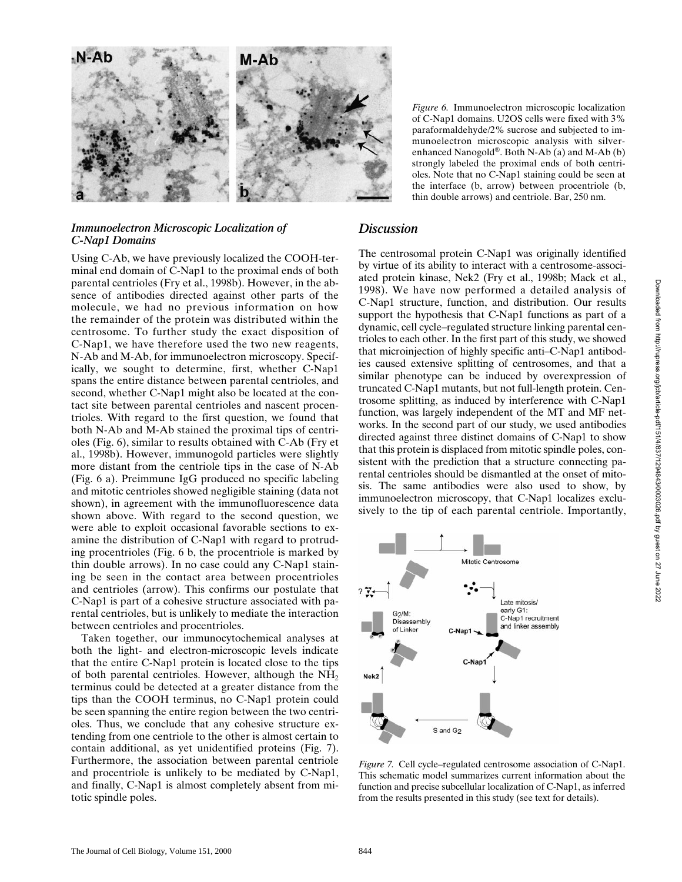*Figure 6.* Immunoelectron microscopic localization of C-Nap1 domains. U2OS cells were fixed with 3% paraformaldehyde/2% sucrose and subjected to immunoelectron microscopic analysis with silver-enhanced Nanogold®. Both N-Ab (a) and M-Ab (b) strongly labeled the proximal ends of both centrioles. Note that no C-Nap1 staining could be seen at the interface (b, arrow) between procentriole (b, thin double arrows) and centriole. Bar, 250 nm.

### *Immunoelectron Microscopic Localization of C-Nap1 Domains*

Using C-Ab, we have previously localized the COOH-terminal end domain of C-Nap1 to the proximal ends of both parental centrioles (Fry et al., 1998b). However, in the absence of antibodies directed against other parts of the molecule, we had no previous information on how the remainder of the protein was distributed within the centrosome. To further study the exact disposition of C-Nap1, we have therefore used the two new reagents, N-Ab and M-Ab, for immunoelectron microscopy. Specifically, we sought to determine, first, whether C-Nap1 spans the entire distance between parental centrioles, and second, whether C-Nap1 might also be located at the contact site between parental centrioles and nascent procentrioles. With regard to the first question, we found that both N-Ab and M-Ab stained the proximal tips of centrioles (Fig. 6), similar to results obtained with C-Ab (Fry et al., 1998b). However, immunogold particles were slightly more distant from the centriole tips in the case of N-Ab (Fig. 6 a). Preimmune IgG produced no specific labeling and mitotic centrioles showed negligible staining (data not shown), in agreement with the immunofluorescence data shown above. With regard to the second question, we were able to exploit occasional favorable sections to examine the distribution of C-Nap1 with regard to protruding procentrioles (Fig. 6 b, the procentriole is marked by thin double arrows). In no case could any C-Nap1 staining be seen in the contact area between procentrioles and centrioles (arrow). This confirms our postulate that C-Nap1 is part of a cohesive structure associated with parental centrioles, but is unlikely to mediate the interaction between centrioles and procentrioles.

Taken together, our immunocytochemical analyses at both the light- and electron-microscopic levels indicate that the entire C-Nap1 protein is located close to the tips of both parental centrioles. However, although the $NH_2$ terminus could be detected at a greater distance from the tips than the COOH terminus, no C-Nap1 protein could be seen spanning the entire region between the two centrioles. Thus, we conclude that any cohesive structure extending from one centriole to the other is almost certain to contain additional, as yet unidentified proteins (Fig. 7). Furthermore, the association between parental centriole and procentriole is unlikely to be mediated by C-Nap1, and finally, C-Nap1 is almost completely absent from mitotic spindle poles.

## *Discussion*

The centrosomal protein C-Nap1 was originally identified by virtue of its ability to interact with a centrosome-associated protein kinase, Nek2 (Fry et al., 1998b; Mack et al., 1998). We have now performed a detailed analysis of C-Nap1 structure, function, and distribution. Our results support the hypothesis that C-Nap1 functions as part of a dynamic, cell cycle–regulated structure linking parental centrioles to each other. In the first part of this study, we showed that microinjection of highly specific anti–C-Nap1 antibodies caused extensive splitting of centrosomes, and that a similar phenotype can be induced by overexpression of truncated C-Nap1 mutants, but not full-length protein. Centrosome splitting, as induced by interference with C-Nap1 function, was largely independent of the MT and MF networks. In the second part of our study, we used antibodies directed against three distinct domains of C-Nap1 to show that this protein is displaced from mitotic spindle poles, consistent with the prediction that a structure connecting parental centrioles should be dismantled at the onset of mitosis. The same antibodies were also used to show, by immunoelectron microscopy, that C-Nap1 localizes exclusively to the tip of each parental centriole. Importantly,

*Figure 7.* Cell cycle–regulated centrosome association of C-Nap1. This schematic model summarizes current information about the function and precise subcellular localization of C-Nap1, as inferred from the results presented in this study (see text for details).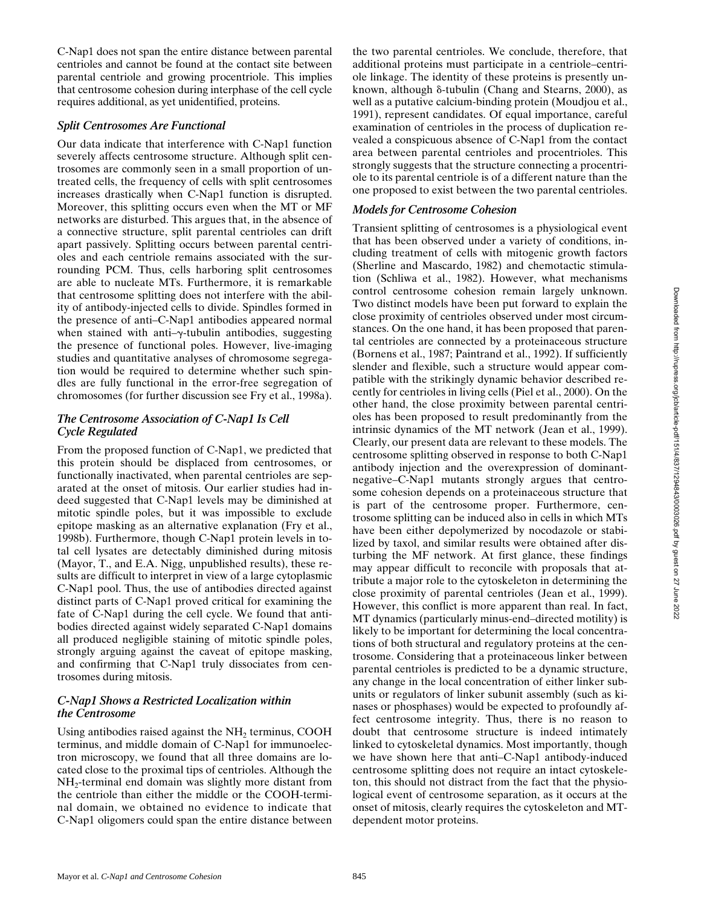C-Nap1 does not span the entire distance between parental centrioles and cannot be found at the contact site between parental centriole and growing procentriole. This implies that centrosome cohesion during interphase of the cell cycle requires additional, as yet unidentified, proteins.

### *Split Centrosomes Are Functional*

Our data indicate that interference with C-Nap1 function severely affects centrosome structure. Although split centrosomes are commonly seen in a small proportion of untreated cells, the frequency of cells with split centrosomes increases drastically when C-Nap1 function is disrupted. Moreover, this splitting occurs even when the MT or MF networks are disturbed. This argues that, in the absence of a connective structure, split parental centrioles can drift apart passively. Splitting occurs between parental centrioles and each centriole remains associated with the surrounding PCM. Thus, cells harboring split centrosomes are able to nucleate MTs. Furthermore, it is remarkable that centrosome splitting does not interfere with the ability of antibody-injected cells to divide. Spindles formed in the presence of anti–C-Nap1 antibodies appeared normal when stained with anti–γ-tubulin antibodies, suggesting the presence of functional poles. However, live-imaging studies and quantitative analyses of chromosome segregation would be required to determine whether such spindles are fully functional in the error-free segregation of chromosomes (for further discussion see Fry et al., 1998a).

### *The Centrosome Association of C-Nap1 Is Cell Cycle Regulated*

From the proposed function of C-Nap1, we predicted that this protein should be displaced from centrosomes, or functionally inactivated, when parental centrioles are separated at the onset of mitosis. Our earlier studies had indeed suggested that C-Nap1 levels may be diminished at mitotic spindle poles, but it was impossible to exclude epitope masking as an alternative explanation (Fry et al., 1998b). Furthermore, though C-Nap1 protein levels in total cell lysates are detectably diminished during mitosis (Mayor, T., and E.A. Nigg, unpublished results), these results are difficult to interpret in view of a large cytoplasmic C-Nap1 pool. Thus, the use of antibodies directed against distinct parts of C-Nap1 proved critical for examining the fate of C-Nap1 during the cell cycle. We found that antibodies directed against widely separated C-Nap1 domains all produced negligible staining of mitotic spindle poles, strongly arguing against the caveat of epitope masking, and confirming that C-Nap1 truly dissociates from centrosomes during mitosis.

### *C-Nap1 Shows a Restricted Localization within the Centrosome*

Using antibodies raised against the $NH_2$ terminus, COOH terminus, and middle domain of C-Nap1 for immunoelectron microscopy, we found that all three domains are located close to the proximal tips of centrioles. Although the $NH_2$-terminal end domain was slightly more distant from the centriole than either the middle or the COOH-terminal domain, we obtained no evidence to indicate that C-Nap1 oligomers could span the entire distance between the two parental centrioles. We conclude, therefore, that additional proteins must participate in a centriole–centriole linkage. The identity of these proteins is presently unknown, although δ-tubulin (Chang and Stearns, 2000), as well as a putative calcium-binding protein (Moudjou et al., 1991), represent candidates. Of equal importance, careful examination of centrioles in the process of duplication revealed a conspicuous absence of C-Nap1 from the contact area between parental centrioles and procentrioles. This strongly suggests that the structure connecting a procentriole to its parental centriole is of a different nature than the one proposed to exist between the two parental centrioles.

### *Models for Centrosome Cohesion*

Transient splitting of centrosomes is a physiological event that has been observed under a variety of conditions, including treatment of cells with mitogenic growth factors (Sherline and Mascardo, 1982) and chemotactic stimulation (Schliwa et al., 1982). However, what mechanisms control centrosome cohesion remain largely unknown. Two distinct models have been put forward to explain the close proximity of centrioles observed under most circumstances. On the one hand, it has been proposed that parental centrioles are connected by a proteinaceous structure (Bornens et al., 1987; Paintrand et al., 1992). If sufficiently slender and flexible, such a structure would appear compatible with the strikingly dynamic behavior described recently for centrioles in living cells (Piel et al., 2000). On the other hand, the close proximity between parental centrioles has been proposed to result predominantly from the intrinsic dynamics of the MT network (Jean et al., 1999). Clearly, our present data are relevant to these models. The centrosome splitting observed in response to both C-Nap1 antibody injection and the overexpression of dominant-negative–C-Nap1 mutants strongly argues that centrosome cohesion depends on a proteinaceous structure that is part of the centrosome proper. Furthermore, centrosome splitting can be induced also in cells in which MTs have been either depolymerized by nocodazole or stabilized by taxol, and similar results were obtained after disturbing the MF network. At first glance, these findings may appear difficult to reconcile with proposals that attribute a major role to the cytoskeleton in determining the close proximity of parental centrioles (Jean et al., 1999). However, this conflict is more apparent than real. In fact, MT dynamics (particularly minus-end–directed motility) is likely to be important for determining the local concentrations of both structural and regulatory proteins at the centrosome. Considering that a proteinaceous linker between parental centrioles is predicted to be a dynamic structure, any change in the local concentration of either linker subunits or regulators of linker subunit assembly (such as kinases or phosphases) would be expected to profoundly affect centrosome integrity. Thus, there is no reason to doubt that centrosome structure is indeed intimately linked to cytoskeletal dynamics. Most importantly, though we have shown here that anti–C-Nap1 antibody-induced centrosome splitting does not require an intact cytoskeleton, this should not distract from the fact that the physiological event of centrosome separation, as it occurs at the onset of mitosis, clearly requires the cytoskeleton and MT-dependent motor proteins.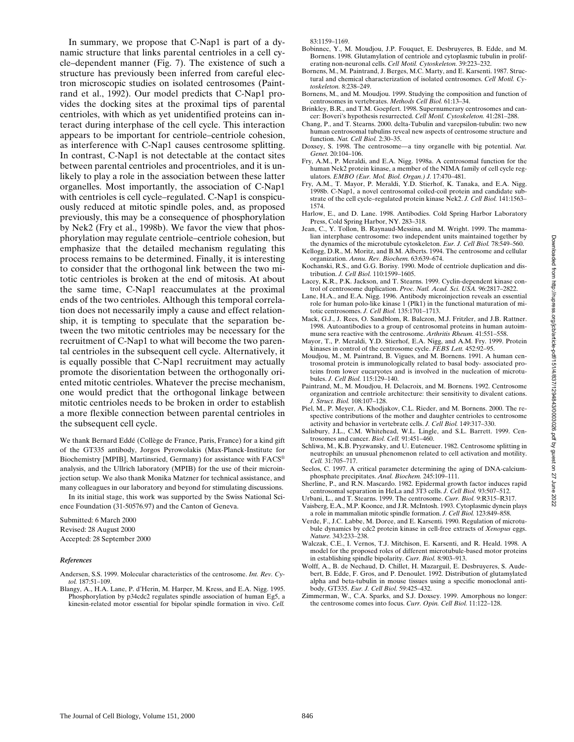In summary, we propose that C-Nap1 is part of a dynamic structure that links parental centrioles in a cell cycle–dependent manner (Fig. 7). The existence of such a structure has previously been inferred from careful electron microscopic studies on isolated centrosomes (Paintrand et al., 1992). Our model predicts that C-Nap1 provides the docking sites at the proximal tips of parental centrioles, with which as yet unidentified proteins can interact during interphase of the cell cycle. This interaction appears to be important for centriole–centriole cohesion, as interference with C-Nap1 causes centrosome splitting. In contrast, C-Nap1 is not detectable at the contact sites between parental centrioles and procentrioles, and it is unlikely to play a role in the association between these latter organelles. Most importantly, the association of C-Nap1 with centrioles is cell cycle–regulated. C-Nap1 is conspicuously reduced at mitotic spindle poles, and, as proposed previously, this may be a consequence of phosphorylation by Nek2 (Fry et al., 1998b). We favor the view that phosphorylation may regulate centriole–centriole cohesion, but emphasize that the detailed mechanism regulating this process remains to be determined. Finally, it is interesting to consider that the orthogonal link between the two mitotic centrioles is broken at the end of mitosis. At about the same time, C-Nap1 reaccumulates at the proximal ends of the two centrioles. Although this temporal correlation does not necessarily imply a cause and effect relationship, it is tempting to speculate that the separation between the two mitotic centrioles may be necessary for the recruitment of C-Nap1 to what will become the two parental centrioles in the subsequent cell cycle. Alternatively, it is equally possible that C-Nap1 recruitment may actually promote the disorientation between the orthogonally oriented mitotic centrioles. Whatever the precise mechanism, one would predict that the orthogonal linkage between mitotic centrioles needs to be broken in order to establish a more flexible connection between parental centrioles in the subsequent cell cycle.

We thank Bernard Eddé (Collège de France, Paris, France) for a kind gift of the GT335 antibody, Jorgos Pyrowolakis (Max-Planck-Institute for Biochemistry [MPIB], Martinsried, Germany) for assistance with FACS® analysis, and the Ullrich laboratory (MPIB) for the use of their microinjection setup. We also thank Monika Matzner for technical assistance, and many colleagues in our laboratory and beyond for stimulating discussions.

In its initial stage, this work was supported by the Swiss National Science Foundation (31-50576.97) and the Canton of Geneva.

Submitted: 6 March 2000
Revised: 28 August 2000
Accepted: 28 September 2000

#### *References*

Andersen, S.S. 1999. Molecular characteristics of the centrosome. *Int. Rev. Cytol.* 187:51–109.

Blangy, A., H.A. Lane, P. d'Herin, M. Harper, M. Kress, and E.A. Nigg. 1995. Phosphorylation by p34cdc2 regulates spindle association of human Eg5, a kinesin-related motor essential for bipolar spindle formation in vivo. *Cell.* 83:1159–1169.

Bobinnec, Y., M. Moudjou, J.P. Fouquet, E. Desbruyeres, B. Edde, and M. Bornens. 1998. Glutamylation of centriole and cytoplasmic tubulin in proliferating non-neuronal cells. *Cell Motil. Cytoskeleton.* 39:223–232.

Bornens, M., M. Paintrand, J. Berges, M.C. Marty, and E. Karsenti. 1987. Structural and chemical characterization of isolated centrosomes. *Cell Motil. Cytoskeleton.* 8:238–249.

Bornens, M., and M. Moudjou. 1999. Studying the composition and function of centrosomes in vertebrates. *Methods Cell Biol.* 61:13–34.

Brinkley, B.R., and T.M. Goepfert. 1998. Supernumerary centrosomes and cancer: Boveri's hypothesis resurrected. *Cell Motil. Cytoskeleton.* 41:281–288.

Chang, P., and T. Stearns. 2000. delta-Tubulin and varepsilon-tubulin: two new human centrosomal tubulins reveal new aspects of centrosome structure and function. *Nat. Cell Biol.* 2:30–35.

Doxsey, S. 1998. The centrosome—a tiny organelle with big potential. *Nat. Genet.* 20:104–106.

Fry, A.M., P. Meraldi, and E.A. Nigg. 1998a. A centrosomal function for the human Nek2 protein kinase, a member of the NIMA family of cell cycle regulators. *EMBO (Eur. Mol. Biol. Organ.) J.* 17:470–481.

Fry, A.M., T. Mayor, P. Meraldi, Y.D. Stierhof, K. Tanaka, and E.A. Nigg. 1998b. C-Nap1, a novel centrosomal coiled-coil protein and candidate substrate of the cell cycle–regulated protein kinase Nek2. *J. Cell Biol.* 141:1563–1574.

Harlow, E., and D. Lane. 1998. Antibodies. Cold Spring Harbor Laboratory Press, Cold Spring Harbor, NY. 283–318.

Jean, C., Y. Tollon, B. Raynaud-Messina, and M. Wright. 1999. The mammalian interphase centrosome: two independent units maintained together by the dynamics of the microtubule cytoskeleton. *Eur. J. Cell Biol.* 78:549–560.

Kellogg, D.R., M. Moritz, and B.M. Alberts. 1994. The centrosome and cellular organization. *Annu. Rev. Biochem.* 63:639–674.

Kochanski, R.S., and G.G. Borisy. 1990. Mode of centriole duplication and distribution. *J. Cell Biol.* 110:1599–1605.

Lacey, K.R., P.K. Jackson, and T. Stearns. 1999. Cyclin-dependent kinase control of centrosome duplication. *Proc. Natl. Acad. Sci. USA.* 96:2817–2822.

Lane, H.A., and E.A. Nigg. 1996. Antibody microinjection reveals an essential role for human polo-like kinase 1 (Plk1) in the functional maturation of mitotic centrosomes. *J. Cell Biol.* 135:1701–1713.

Mack, G.J., J. Rees, O. Sandblom, R. Balczon, M.J. Fritzler, and J.B. Rattner. 1998. Autoantibodies to a group of centrosomal proteins in human autoimmune sera reactive with the centrosome. *Arthritis Rheum.* 41:551–558.

Mayor, T., P. Meraldi, Y.D. Stierhof, E.A. Nigg, and A.M. Fry. 1999. Protein kinases in control of the centrosome cycle. *FEBS Lett.* 452:92–95.

Moudjou, M., M. Paintrand, B. Vigues, and M. Bornens. 1991. A human centrosomal protein is immunologically related to basal body- associated proteins from lower eucaryotes and is involved in the nucleation of microtubules. *J. Cell Biol.* 115:129–140.

Paintrand, M., M. Moudjou, H. Delacroix, and M. Bornens. 1992. Centrosome organization and centriole architecture: their sensitivity to divalent cations. *J. Struct. Biol.* 108:107–128.

Piel, M., P. Meyer, A. Khodjakov, C.L. Rieder, and M. Bornens. 2000. The respective contributions of the mother and daughter centrioles to centrosome activity and behavior in vertebrate cells. *J. Cell Biol.* 149:317–330.

Salisbury, J.L., C.M. Whitehead, W.L. Lingle, and S.L. Barrett. 1999. Centrosomes and cancer. *Biol. Cell.* 91:451–460.

Schliwa, M., K.B. Pryzwansky, and U. Euteneuer. 1982. Centrosome splitting in neutrophils: an unusual phenomenon related to cell activation and motility. *Cell.* 31:705–717.

Seelos, C. 1997. A critical parameter determining the aging of DNA-calcium-phosphate precipitates. *Anal. Biochem.* 245:109–111.

Sherline, P., and R.N. Mascardo. 1982. Epidermal growth factor induces rapid centrosomal separation in HeLa and 3T3 cells. *J. Cell Biol.* 93:507–512.

Urbani, L., and T. Stearns. 1999. The centrosome. *Curr. Biol.* 9:R315–R317.

Vaisberg, E.A., M.P. Koonce, and J.R. McIntosh. 1993. Cytoplasmic dynein plays a role in mammalian mitotic spindle formation. *J. Cell Biol.* 123:849–858.

Verde, F., J.C. Labbe, M. Doree, and E. Karsenti. 1990. Regulation of microtubule dynamics by cdc2 protein kinase in cell-free extracts of *Xenopus* eggs. *Nature.* 343:233–238.

Walczak, C.E., I. Vernos, T.J. Mitchison, E. Karsenti, and R. Heald. 1998. A model for the proposed roles of different microtubule-based motor proteins in establishing spindle bipolarity. *Curr. Biol.* 8:903–913.

Wolff, A., B. de Nechaud, D. Chillet, H. Mazarguil, E. Desbruyeres, S. Audebert, B. Edde, F. Gros, and P. Denoulet. 1992. Distribution of glutamylated alpha and beta-tubulin in mouse tissues using a specific monoclonal antibody, GT335. *Eur. J. Cell Biol.* 59:425–432.

Zimmerman, W., C.A. Sparks, and S.J. Doxsey. 1999. Amorphous no longer: the centrosome comes into focus. *Curr. Opin. Cell Biol.* 11:122–128.